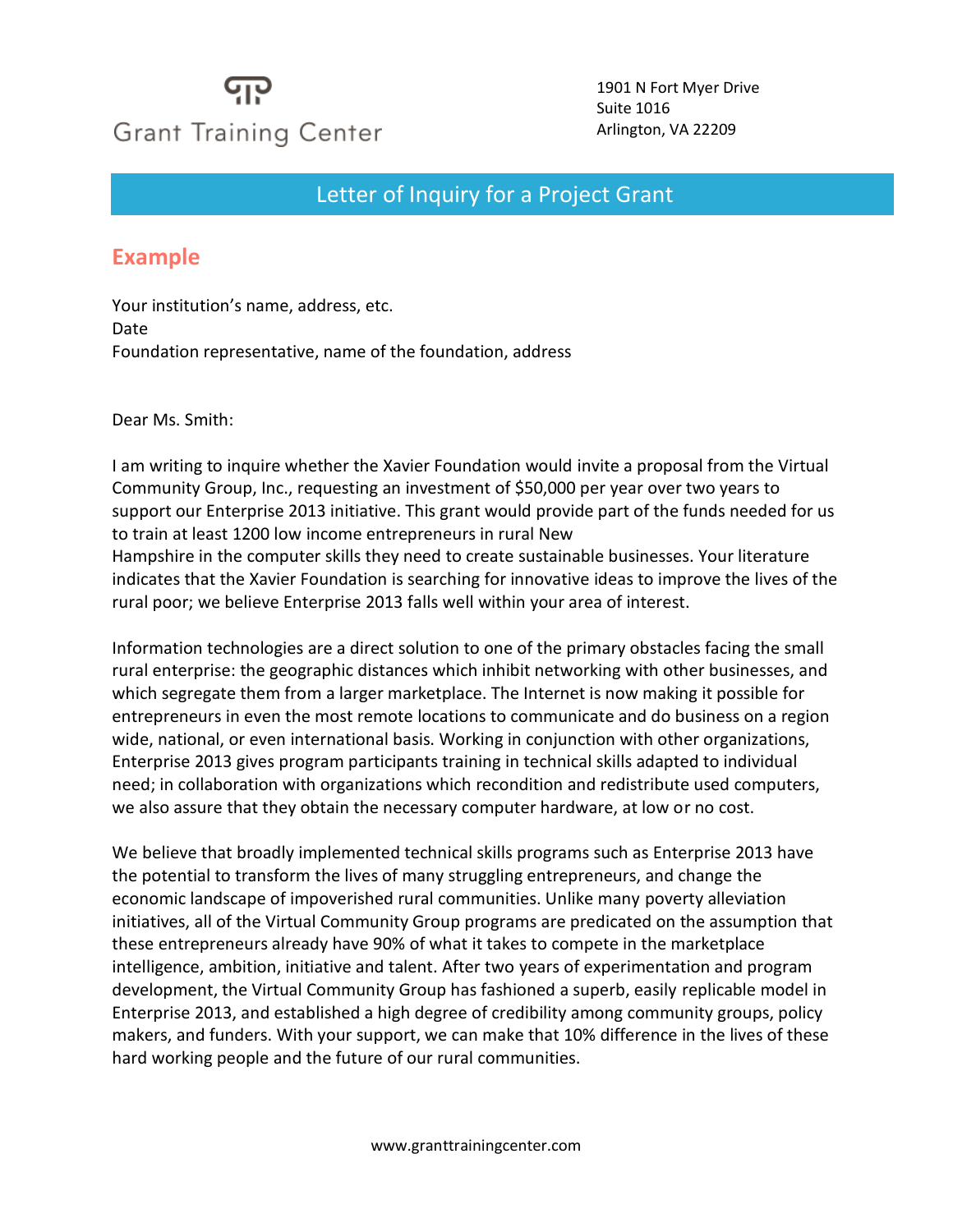Grant Training Center

1901 N Fort Myer Drive
Suite 1016
Arlington, VA 22209

# Letter of Inquiry for a Project Grant

## Example

Your institution's name, address, etc.
Date
Foundation representative, name of the foundation, address

Dear Ms. Smith:

I am writing to inquire whether the Xavier Foundation would invite a proposal from the Virtual Community Group, Inc., requesting an investment of $50,000 per year over two years to support our Enterprise 2013 initiative. This grant would provide part of the funds needed for us to train at least 1200 low income entrepreneurs in rural New Hampshire in the computer skills they need to create sustainable businesses. Your literature indicates that the Xavier Foundation is searching for innovative ideas to improve the lives of the rural poor; we believe Enterprise 2013 falls well within your area of interest.

Information technologies are a direct solution to one of the primary obstacles facing the small rural enterprise: the geographic distances which inhibit networking with other businesses, and which segregate them from a larger marketplace. The Internet is now making it possible for entrepreneurs in even the most remote locations to communicate and do business on a region wide, national, or even international basis. Working in conjunction with other organizations, Enterprise 2013 gives program participants training in technical skills adapted to individual need; in collaboration with organizations which recondition and redistribute used computers, we also assure that they obtain the necessary computer hardware, at low or no cost.

We believe that broadly implemented technical skills programs such as Enterprise 2013 have the potential to transform the lives of many struggling entrepreneurs, and change the economic landscape of impoverished rural communities. Unlike many poverty alleviation initiatives, all of the Virtual Community Group programs are predicated on the assumption that these entrepreneurs already have 90% of what it takes to compete in the marketplace intelligence, ambition, initiative and talent. After two years of experimentation and program development, the Virtual Community Group has fashioned a superb, easily replicable model in Enterprise 2013, and established a high degree of credibility among community groups, policy makers, and funders. With your support, we can make that 10% difference in the lives of these hard working people and the future of our rural communities.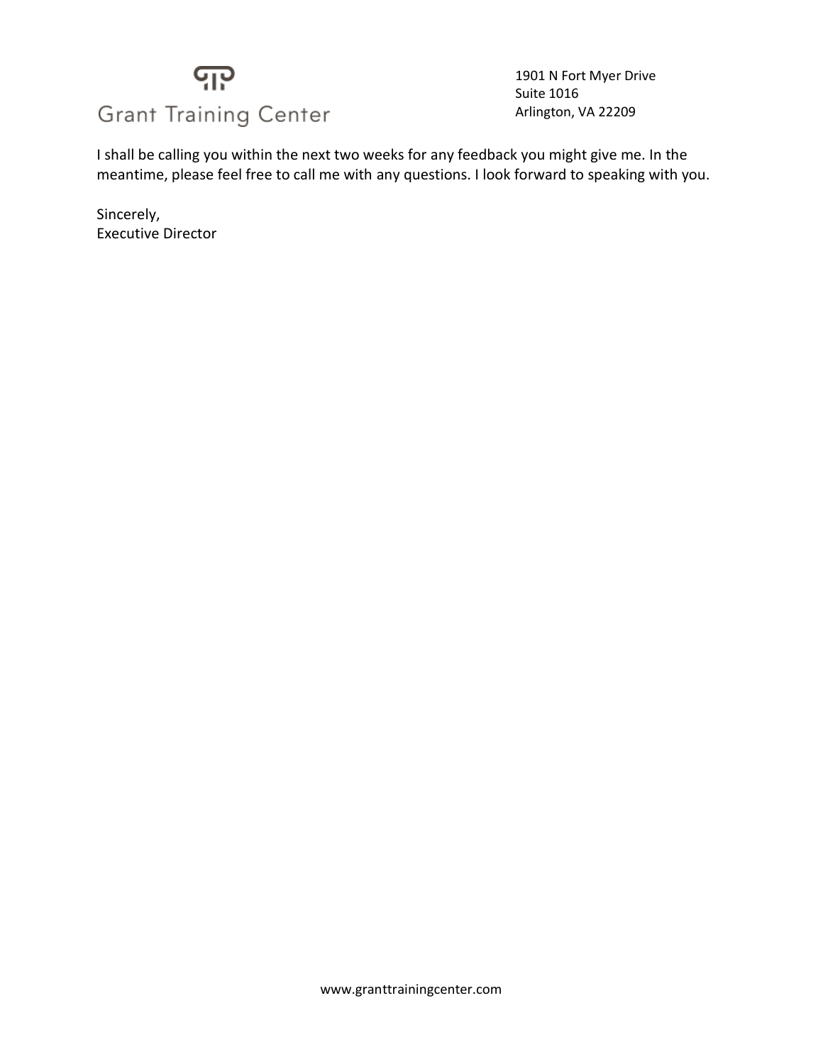Grant Training Center

1901 N Fort Myer Drive
Suite 1016
Arlington, VA 22209

I shall be calling you within the next two weeks for any feedback you might give me. In the meantime, please feel free to call me with any questions. I look forward to speaking with you.

Sincerely,
Executive Director